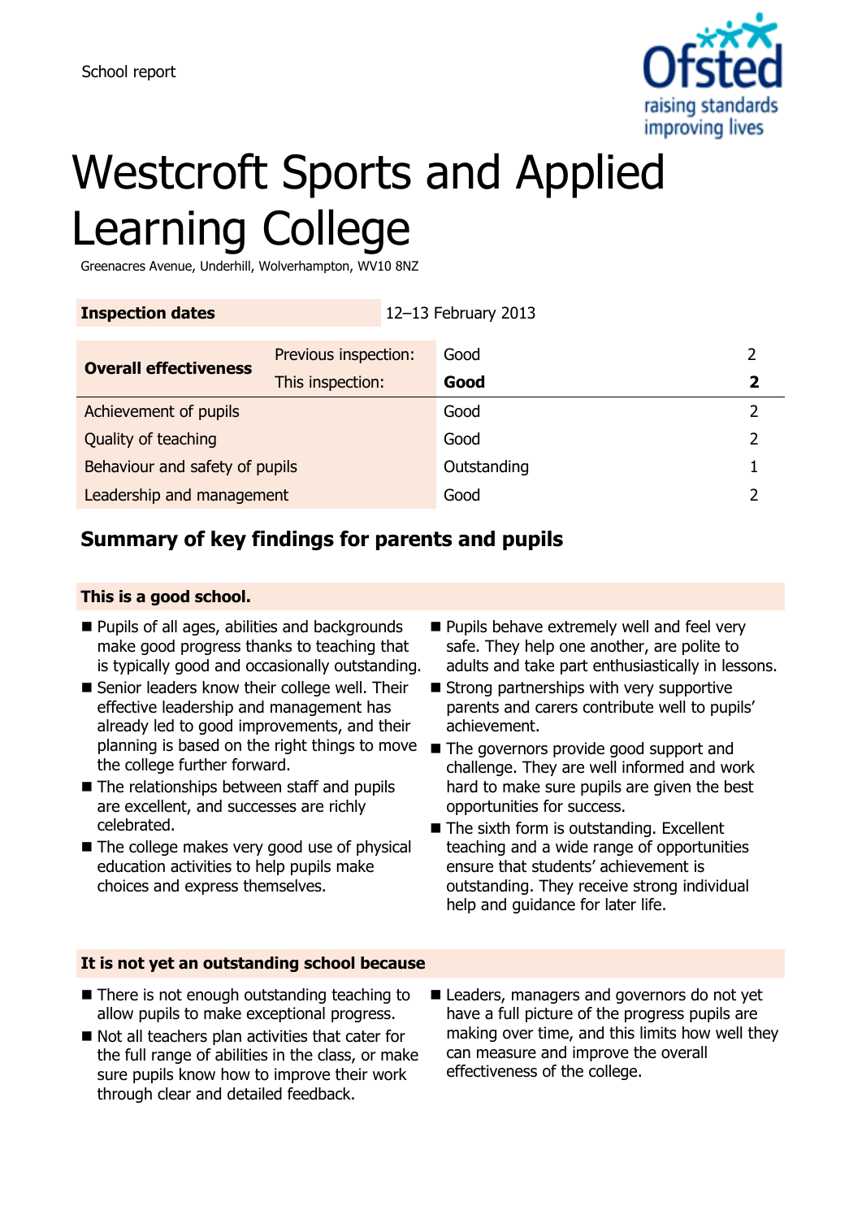School report

# Westcroft Sports and Applied Learning College

Greenacres Avenue, Underhill, Wolverhampton, WV10 8NZ

| **Inspection dates** | 12–13 February 2013 | | |
|---|---|---|---|
| **Overall effectiveness** | Previous inspection: | Good | 2 |
| | This inspection: | **Good** | **2** |
| Achievement of pupils | | Good | 2 |
| Quality of teaching | | Good | 2 |
| Behaviour and safety of pupils | | Outstanding | 1 |
| Leadership and management | | Good | 2 |

## Summary of key findings for parents and pupils

### This is a good school.

- Pupils of all ages, abilities and backgrounds make good progress thanks to teaching that is typically good and occasionally outstanding.
- Senior leaders know their college well. Their effective leadership and management has already led to good improvements, and their planning is based on the right things to move the college further forward.
- The relationships between staff and pupils are excellent, and successes are richly celebrated.
- The college makes very good use of physical education activities to help pupils make choices and express themselves.
- Pupils behave extremely well and feel very safe. They help one another, are polite to adults and take part enthusiastically in lessons.
- Strong partnerships with very supportive parents and carers contribute well to pupils' achievement.
- The governors provide good support and challenge. They are well informed and work hard to make sure pupils are given the best opportunities for success.
- The sixth form is outstanding. Excellent teaching and a wide range of opportunities ensure that students' achievement is outstanding. They receive strong individual help and guidance for later life.

### It is not yet an outstanding school because

- There is not enough outstanding teaching to allow pupils to make exceptional progress.
- Not all teachers plan activities that cater for the full range of abilities in the class, or make sure pupils know how to improve their work through clear and detailed feedback.
- Leaders, managers and governors do not yet have a full picture of the progress pupils are making over time, and this limits how well they can measure and improve the overall effectiveness of the college.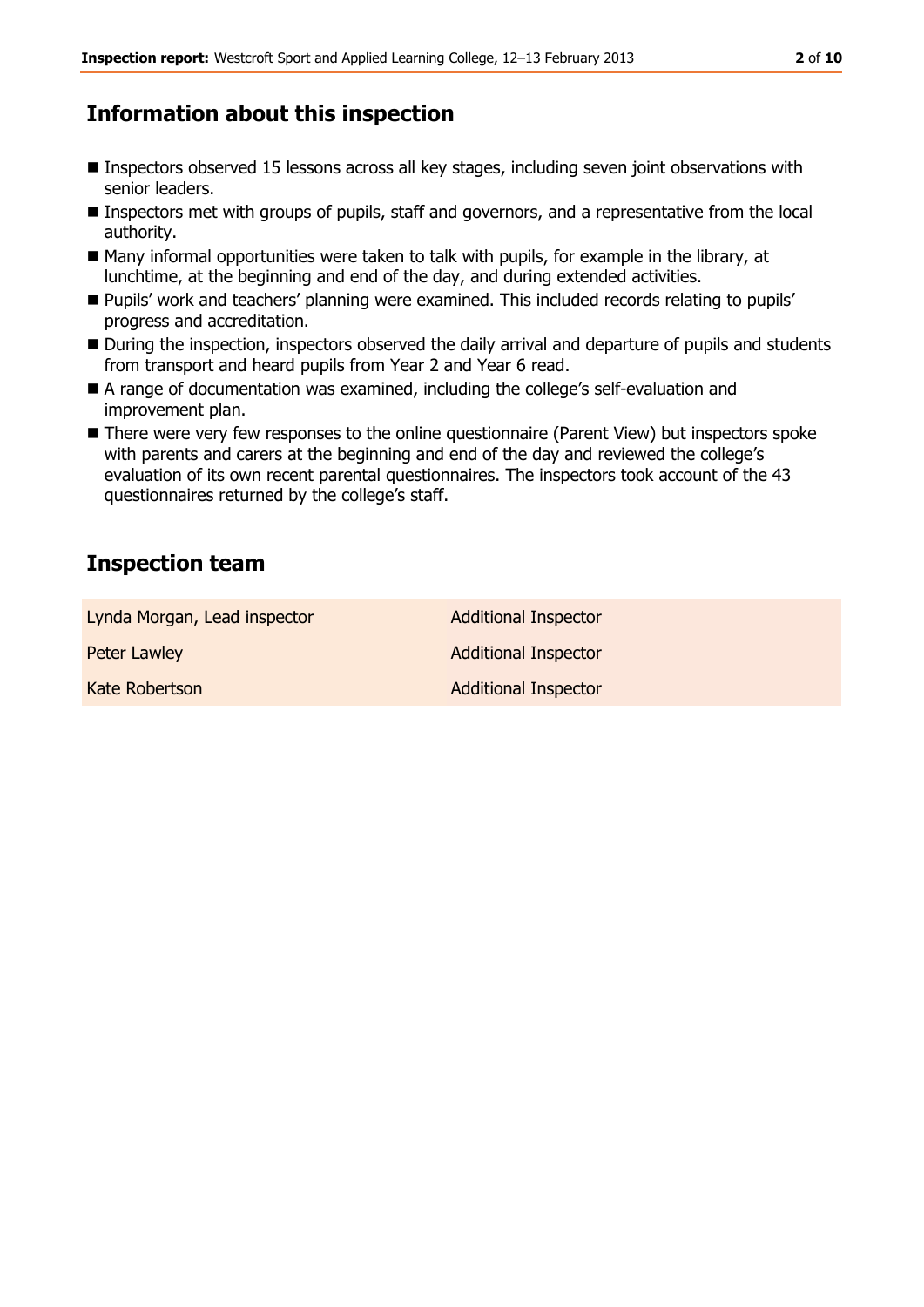## Information about this inspection

- Inspectors observed 15 lessons across all key stages, including seven joint observations with senior leaders.
- Inspectors met with groups of pupils, staff and governors, and a representative from the local authority.
- Many informal opportunities were taken to talk with pupils, for example in the library, at lunchtime, at the beginning and end of the day, and during extended activities.
- Pupils' work and teachers' planning were examined. This included records relating to pupils' progress and accreditation.
- During the inspection, inspectors observed the daily arrival and departure of pupils and students from transport and heard pupils from Year 2 and Year 6 read.
- A range of documentation was examined, including the college's self-evaluation and improvement plan.
- There were very few responses to the online questionnaire (Parent View) but inspectors spoke with parents and carers at the beginning and end of the day and reviewed the college's evaluation of its own recent parental questionnaires. The inspectors took account of the 43 questionnaires returned by the college's staff.

## Inspection team

| | |
|---|---|
| Lynda Morgan, Lead inspector | Additional Inspector |
| Peter Lawley | Additional Inspector |
| Kate Robertson | Additional Inspector |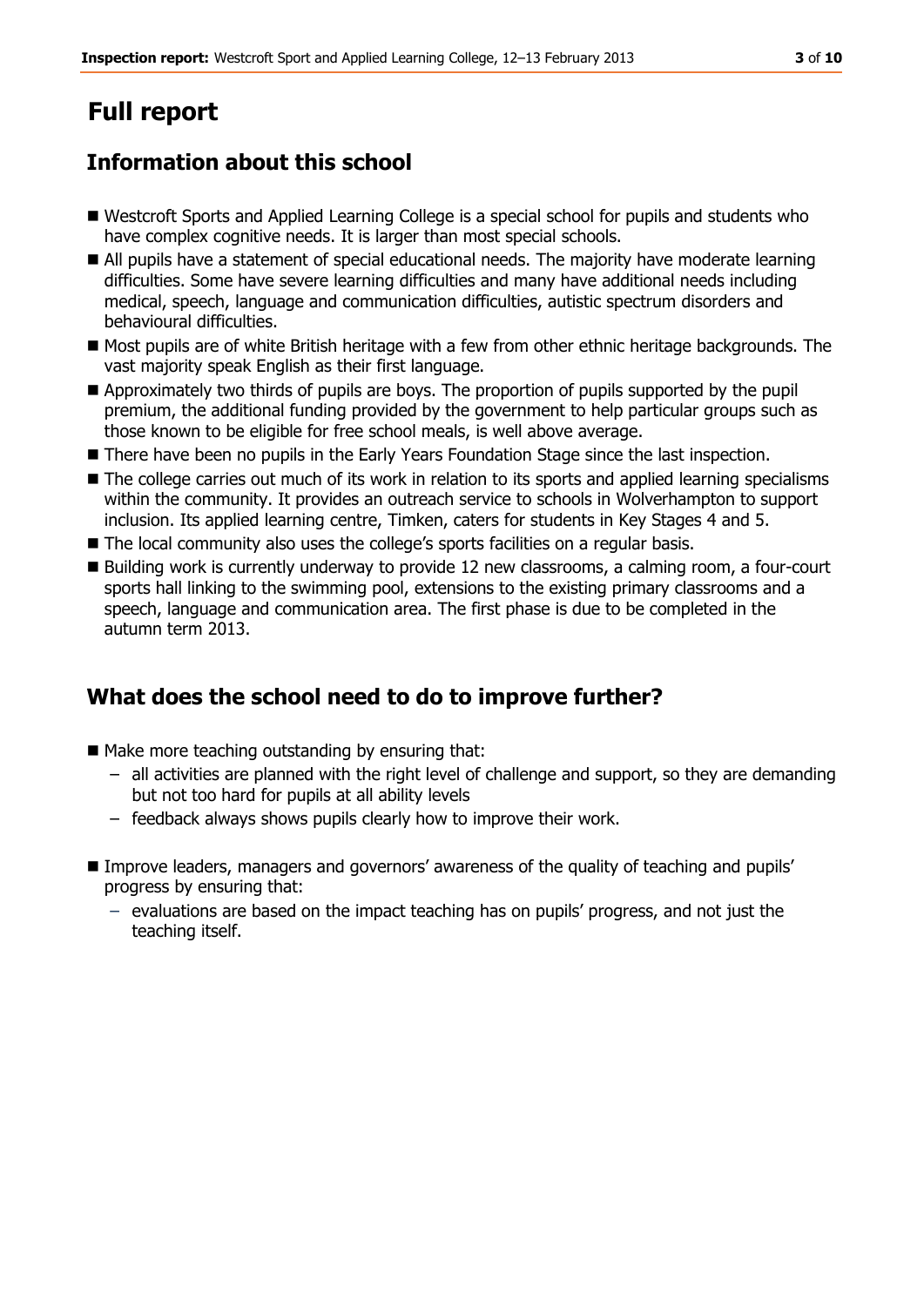# Full report

## Information about this school

- Westcroft Sports and Applied Learning College is a special school for pupils and students who have complex cognitive needs. It is larger than most special schools.
- All pupils have a statement of special educational needs. The majority have moderate learning difficulties. Some have severe learning difficulties and many have additional needs including medical, speech, language and communication difficulties, autistic spectrum disorders and behavioural difficulties.
- Most pupils are of white British heritage with a few from other ethnic heritage backgrounds. The vast majority speak English as their first language.
- Approximately two thirds of pupils are boys. The proportion of pupils supported by the pupil premium, the additional funding provided by the government to help particular groups such as those known to be eligible for free school meals, is well above average.
- There have been no pupils in the Early Years Foundation Stage since the last inspection.
- The college carries out much of its work in relation to its sports and applied learning specialisms within the community. It provides an outreach service to schools in Wolverhampton to support inclusion. Its applied learning centre, Timken, caters for students in Key Stages 4 and 5.
- The local community also uses the college's sports facilities on a regular basis.
- Building work is currently underway to provide 12 new classrooms, a calming room, a four-court sports hall linking to the swimming pool, extensions to the existing primary classrooms and a speech, language and communication area. The first phase is due to be completed in the autumn term 2013.

## What does the school need to do to improve further?

- Make more teaching outstanding by ensuring that:
  - all activities are planned with the right level of challenge and support, so they are demanding but not too hard for pupils at all ability levels
  - feedback always shows pupils clearly how to improve their work.

- Improve leaders, managers and governors' awareness of the quality of teaching and pupils' progress by ensuring that:
  - evaluations are based on the impact teaching has on pupils' progress, and not just the teaching itself.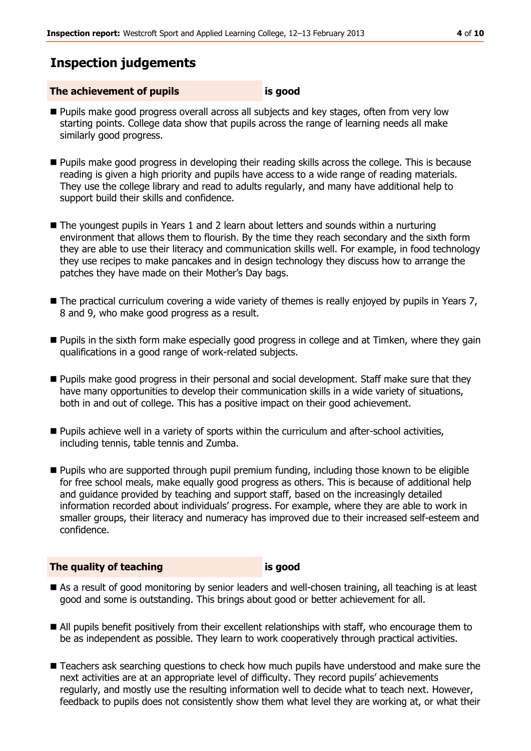## Inspection judgements

### The achievement of pupils — is good

- Pupils make good progress overall across all subjects and key stages, often from very low starting points. College data show that pupils across the range of learning needs all make similarly good progress.
- Pupils make good progress in developing their reading skills across the college. This is because reading is given a high priority and pupils have access to a wide range of reading materials. They use the college library and read to adults regularly, and many have additional help to support build their skills and confidence.
- The youngest pupils in Years 1 and 2 learn about letters and sounds within a nurturing environment that allows them to flourish. By the time they reach secondary and the sixth form they are able to use their literacy and communication skills well. For example, in food technology they use recipes to make pancakes and in design technology they discuss how to arrange the patches they have made on their Mother's Day bags.
- The practical curriculum covering a wide variety of themes is really enjoyed by pupils in Years 7, 8 and 9, who make good progress as a result.
- Pupils in the sixth form make especially good progress in college and at Timken, where they gain qualifications in a good range of work-related subjects.
- Pupils make good progress in their personal and social development. Staff make sure that they have many opportunities to develop their communication skills in a wide variety of situations, both in and out of college. This has a positive impact on their good achievement.
- Pupils achieve well in a variety of sports within the curriculum and after-school activities, including tennis, table tennis and Zumba.
- Pupils who are supported through pupil premium funding, including those known to be eligible for free school meals, make equally good progress as others. This is because of additional help and guidance provided by teaching and support staff, based on the increasingly detailed information recorded about individuals' progress. For example, where they are able to work in smaller groups, their literacy and numeracy has improved due to their increased self-esteem and confidence.

### The quality of teaching — is good

- As a result of good monitoring by senior leaders and well-chosen training, all teaching is at least good and some is outstanding. This brings about good or better achievement for all.
- All pupils benefit positively from their excellent relationships with staff, who encourage them to be as independent as possible. They learn to work cooperatively through practical activities.
- Teachers ask searching questions to check how much pupils have understood and make sure the next activities are at an appropriate level of difficulty. They record pupils' achievements regularly, and mostly use the resulting information well to decide what to teach next. However, feedback to pupils does not consistently show them what level they are working at, or what their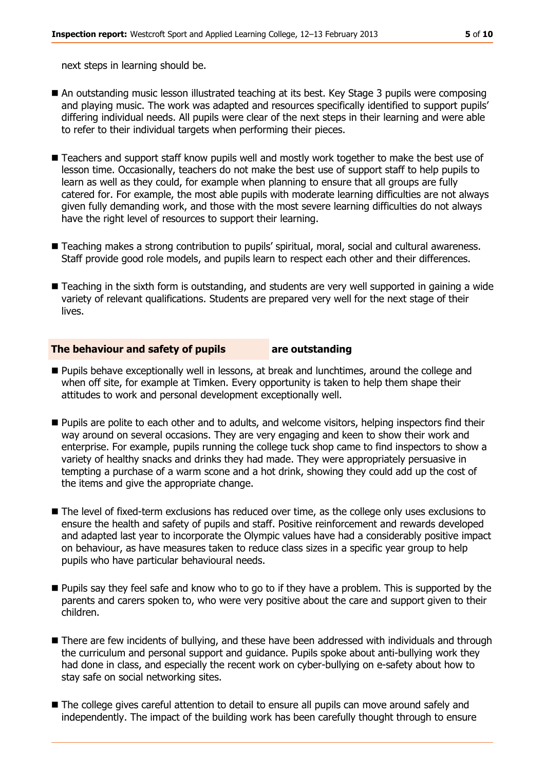next steps in learning should be.

- An outstanding music lesson illustrated teaching at its best. Key Stage 3 pupils were composing and playing music. The work was adapted and resources specifically identified to support pupils' differing individual needs. All pupils were clear of the next steps in their learning and were able to refer to their individual targets when performing their pieces.

- Teachers and support staff know pupils well and mostly work together to make the best use of lesson time. Occasionally, teachers do not make the best use of support staff to help pupils to learn as well as they could, for example when planning to ensure that all groups are fully catered for. For example, the most able pupils with moderate learning difficulties are not always given fully demanding work, and those with the most severe learning difficulties do not always have the right level of resources to support their learning.

- Teaching makes a strong contribution to pupils' spiritual, moral, social and cultural awareness. Staff provide good role models, and pupils learn to respect each other and their differences.

- Teaching in the sixth form is outstanding, and students are very well supported in gaining a wide variety of relevant qualifications. Students are prepared very well for the next stage of their lives.

## The behaviour and safety of pupils — are outstanding

- Pupils behave exceptionally well in lessons, at break and lunchtimes, around the college and when off site, for example at Timken. Every opportunity is taken to help them shape their attitudes to work and personal development exceptionally well.

- Pupils are polite to each other and to adults, and welcome visitors, helping inspectors find their way around on several occasions. They are very engaging and keen to show their work and enterprise. For example, pupils running the college tuck shop came to find inspectors to show a variety of healthy snacks and drinks they had made. They were appropriately persuasive in tempting a purchase of a warm scone and a hot drink, showing they could add up the cost of the items and give the appropriate change.

- The level of fixed-term exclusions has reduced over time, as the college only uses exclusions to ensure the health and safety of pupils and staff. Positive reinforcement and rewards developed and adapted last year to incorporate the Olympic values have had a considerably positive impact on behaviour, as have measures taken to reduce class sizes in a specific year group to help pupils who have particular behavioural needs.

- Pupils say they feel safe and know who to go to if they have a problem. This is supported by the parents and carers spoken to, who were very positive about the care and support given to their children.

- There are few incidents of bullying, and these have been addressed with individuals and through the curriculum and personal support and guidance. Pupils spoke about anti-bullying work they had done in class, and especially the recent work on cyber-bullying on e-safety about how to stay safe on social networking sites.

- The college gives careful attention to detail to ensure all pupils can move around safely and independently. The impact of the building work has been carefully thought through to ensure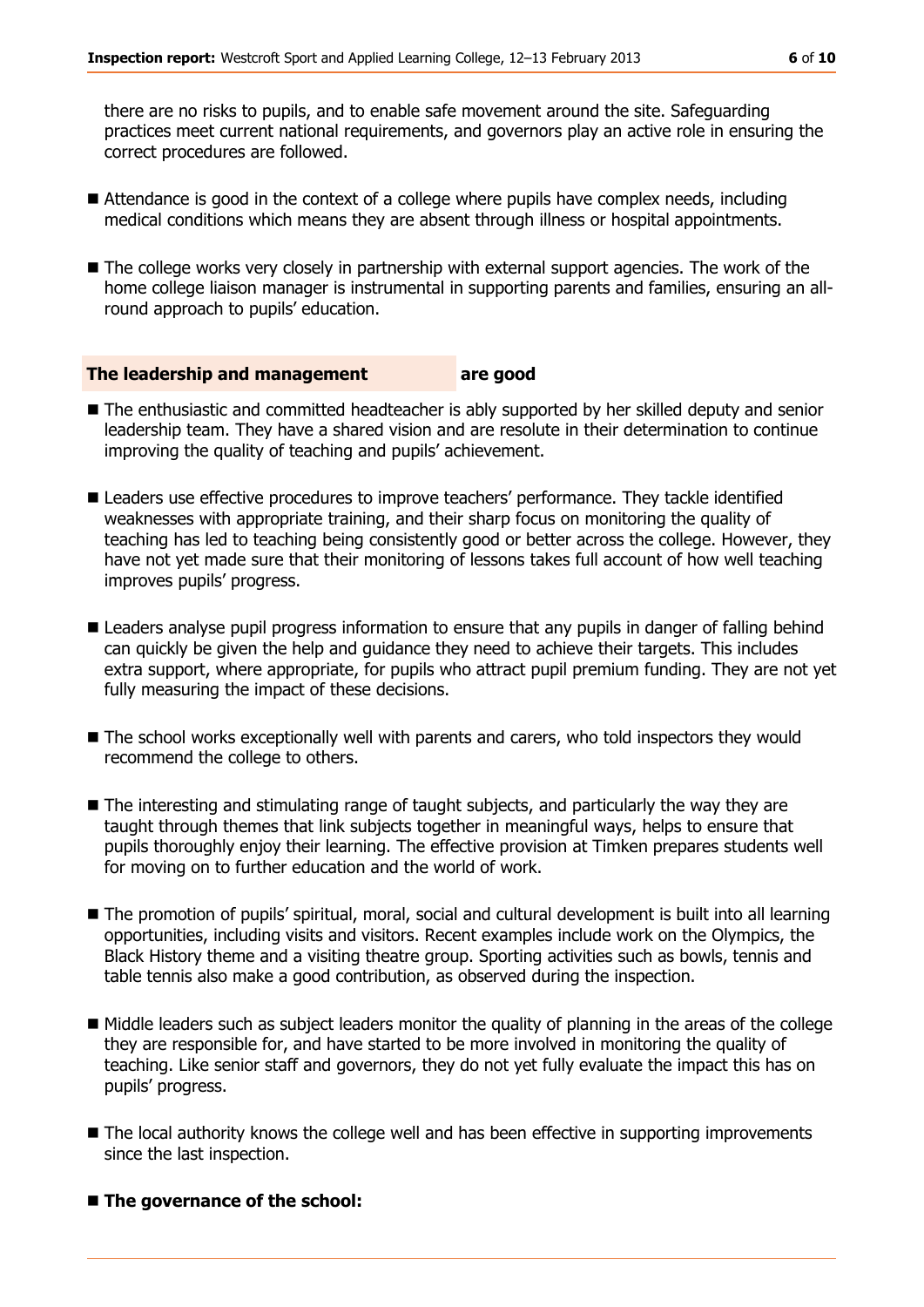there are no risks to pupils, and to enable safe movement around the site. Safeguarding practices meet current national requirements, and governors play an active role in ensuring the correct procedures are followed.

- Attendance is good in the context of a college where pupils have complex needs, including medical conditions which means they are absent through illness or hospital appointments.
- The college works very closely in partnership with external support agencies. The work of the home college liaison manager is instrumental in supporting parents and families, ensuring an all-round approach to pupils' education.

## The leadership and management are good

- The enthusiastic and committed headteacher is ably supported by her skilled deputy and senior leadership team. They have a shared vision and are resolute in their determination to continue improving the quality of teaching and pupils' achievement.
- Leaders use effective procedures to improve teachers' performance. They tackle identified weaknesses with appropriate training, and their sharp focus on monitoring the quality of teaching has led to teaching being consistently good or better across the college. However, they have not yet made sure that their monitoring of lessons takes full account of how well teaching improves pupils' progress.
- Leaders analyse pupil progress information to ensure that any pupils in danger of falling behind can quickly be given the help and guidance they need to achieve their targets. This includes extra support, where appropriate, for pupils who attract pupil premium funding. They are not yet fully measuring the impact of these decisions.
- The school works exceptionally well with parents and carers, who told inspectors they would recommend the college to others.
- The interesting and stimulating range of taught subjects, and particularly the way they are taught through themes that link subjects together in meaningful ways, helps to ensure that pupils thoroughly enjoy their learning. The effective provision at Timken prepares students well for moving on to further education and the world of work.
- The promotion of pupils' spiritual, moral, social and cultural development is built into all learning opportunities, including visits and visitors. Recent examples include work on the Olympics, the Black History theme and a visiting theatre group. Sporting activities such as bowls, tennis and table tennis also make a good contribution, as observed during the inspection.
- Middle leaders such as subject leaders monitor the quality of planning in the areas of the college they are responsible for, and have started to be more involved in monitoring the quality of teaching. Like senior staff and governors, they do not yet fully evaluate the impact this has on pupils' progress.
- The local authority knows the college well and has been effective in supporting improvements since the last inspection.
- **The governance of the school:**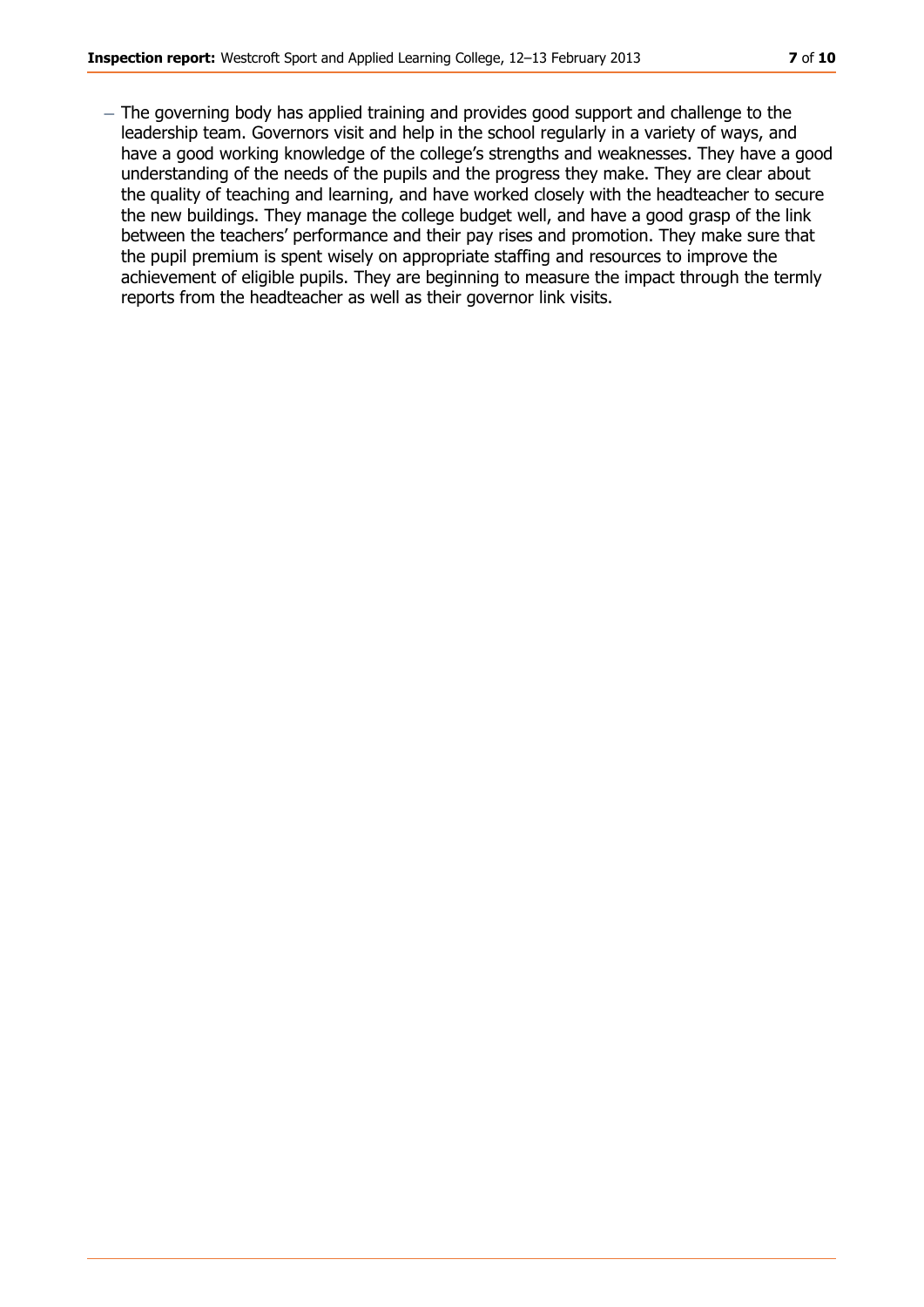- The governing body has applied training and provides good support and challenge to the leadership team. Governors visit and help in the school regularly in a variety of ways, and have a good working knowledge of the college's strengths and weaknesses. They have a good understanding of the needs of the pupils and the progress they make. They are clear about the quality of teaching and learning, and have worked closely with the headteacher to secure the new buildings. They manage the college budget well, and have a good grasp of the link between the teachers' performance and their pay rises and promotion. They make sure that the pupil premium is spent wisely on appropriate staffing and resources to improve the achievement of eligible pupils. They are beginning to measure the impact through the termly reports from the headteacher as well as their governor link visits.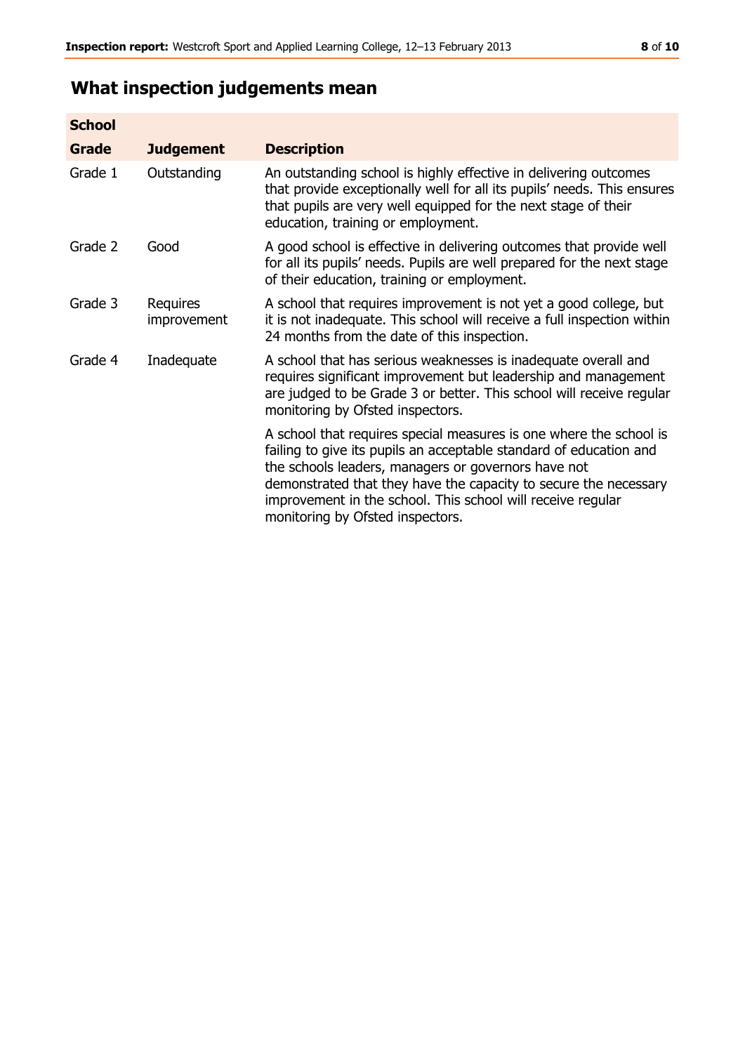## What inspection judgements mean

| School Grade | Judgement | Description |
|---|---|---|
| Grade 1 | Outstanding | An outstanding school is highly effective in delivering outcomes that provide exceptionally well for all its pupils' needs. This ensures that pupils are very well equipped for the next stage of their education, training or employment. |
| Grade 2 | Good | A good school is effective in delivering outcomes that provide well for all its pupils' needs. Pupils are well prepared for the next stage of their education, training or employment. |
| Grade 3 | Requires improvement | A school that requires improvement is not yet a good college, but it is not inadequate. This school will receive a full inspection within 24 months from the date of this inspection. |
| Grade 4 | Inadequate | A school that has serious weaknesses is inadequate overall and requires significant improvement but leadership and management are judged to be Grade 3 or better. This school will receive regular monitoring by Ofsted inspectors. |
| | | A school that requires special measures is one where the school is failing to give its pupils an acceptable standard of education and the schools leaders, managers or governors have not demonstrated that they have the capacity to secure the necessary improvement in the school. This school will receive regular monitoring by Ofsted inspectors. |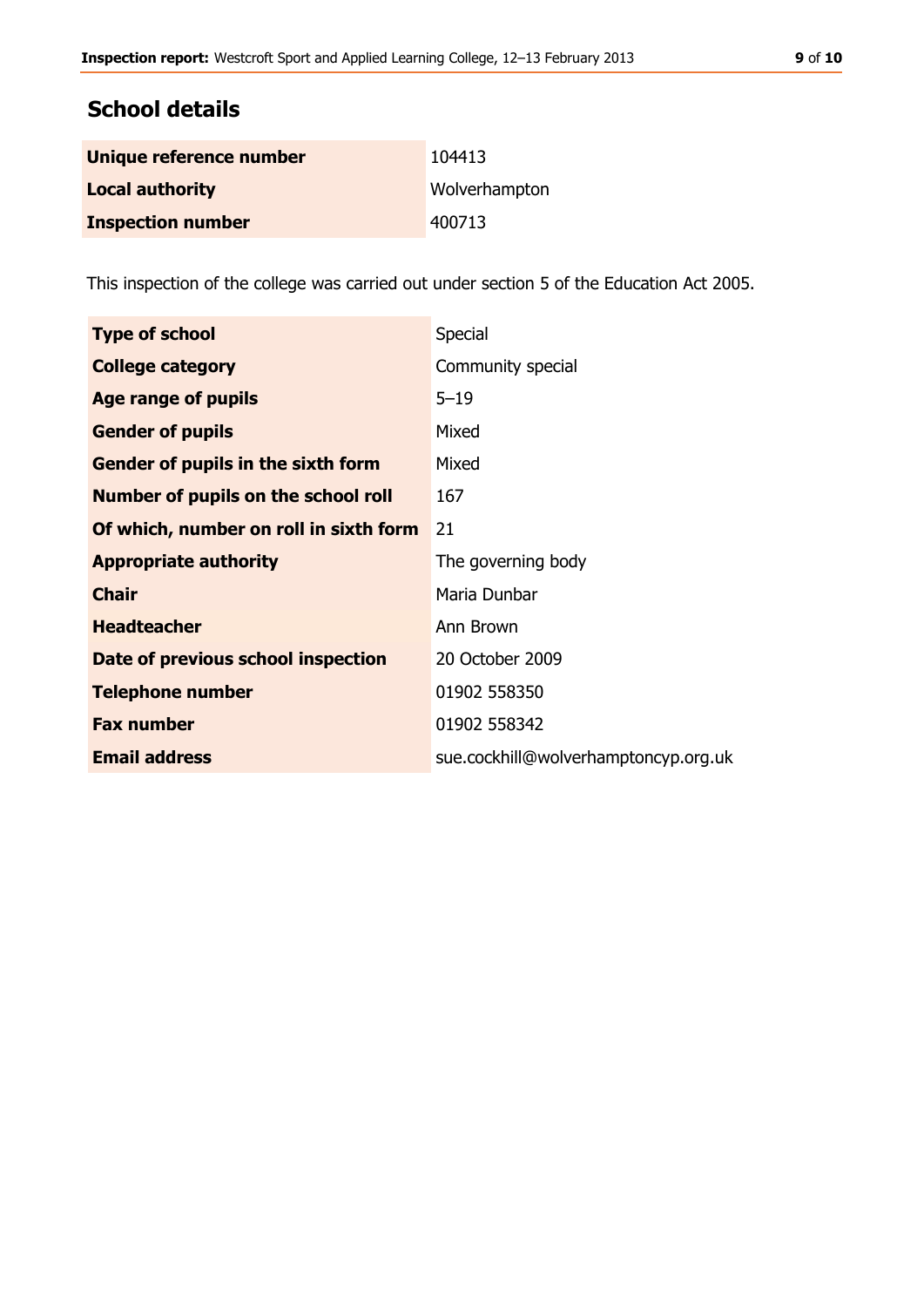## School details

| | |
|---|---|
| **Unique reference number** | 104413 |
| **Local authority** | Wolverhampton |
| **Inspection number** | 400713 |

This inspection of the college was carried out under section 5 of the Education Act 2005.

| | |
|---|---|
| **Type of school** | Special |
| **College category** | Community special |
| **Age range of pupils** | 5–19 |
| **Gender of pupils** | Mixed |
| **Gender of pupils in the sixth form** | Mixed |
| **Number of pupils on the school roll** | 167 |
| **Of which, number on roll in sixth form** | 21 |
| **Appropriate authority** | The governing body |
| **Chair** | Maria Dunbar |
| **Headteacher** | Ann Brown |
| **Date of previous school inspection** | 20 October 2009 |
| **Telephone number** | 01902 558350 |
| **Fax number** | 01902 558342 |
| **Email address** | sue.cockhill@wolverhamptoncyp.org.uk |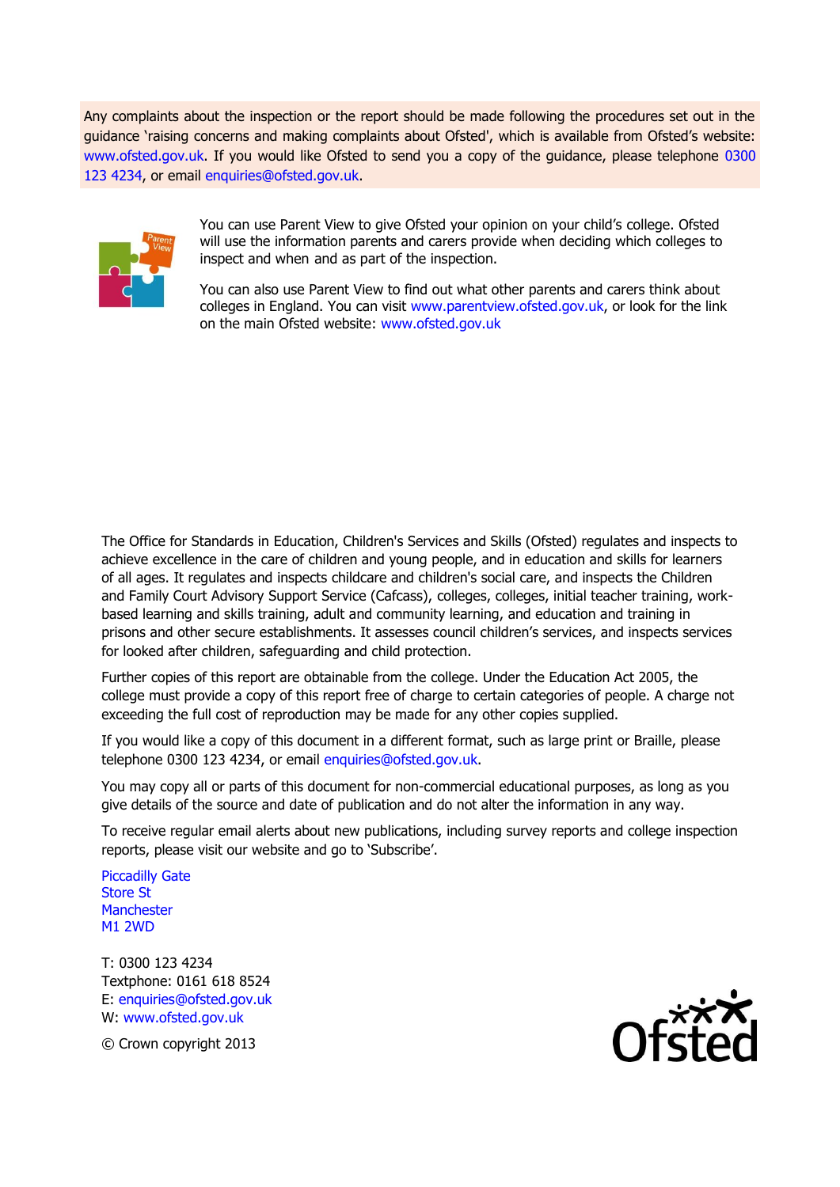Any complaints about the inspection or the report should be made following the procedures set out in the guidance 'raising concerns and making complaints about Ofsted', which is available from Ofsted's website: www.ofsted.gov.uk. If you would like Ofsted to send you a copy of the guidance, please telephone 0300 123 4234, or email enquiries@ofsted.gov.uk.

You can use Parent View to give Ofsted your opinion on your child's college. Ofsted will use the information parents and carers provide when deciding which colleges to inspect and when and as part of the inspection.

You can also use Parent View to find out what other parents and carers think about colleges in England. You can visit www.parentview.ofsted.gov.uk, or look for the link on the main Ofsted website: www.ofsted.gov.uk

The Office for Standards in Education, Children's Services and Skills (Ofsted) regulates and inspects to achieve excellence in the care of children and young people, and in education and skills for learners of all ages. It regulates and inspects childcare and children's social care, and inspects the Children and Family Court Advisory Support Service (Cafcass), colleges, colleges, initial teacher training, work-based learning and skills training, adult and community learning, and education and training in prisons and other secure establishments. It assesses council children's services, and inspects services for looked after children, safeguarding and child protection.

Further copies of this report are obtainable from the college. Under the Education Act 2005, the college must provide a copy of this report free of charge to certain categories of people. A charge not exceeding the full cost of reproduction may be made for any other copies supplied.

If you would like a copy of this document in a different format, such as large print or Braille, please telephone 0300 123 4234, or email enquiries@ofsted.gov.uk.

You may copy all or parts of this document for non-commercial educational purposes, as long as you give details of the source and date of publication and do not alter the information in any way.

To receive regular email alerts about new publications, including survey reports and college inspection reports, please visit our website and go to 'Subscribe'.

Piccadilly Gate
Store St
Manchester
M1 2WD

T: 0300 123 4234
Textphone: 0161 618 8524
E: enquiries@ofsted.gov.uk
W: www.ofsted.gov.uk

© Crown copyright 2013